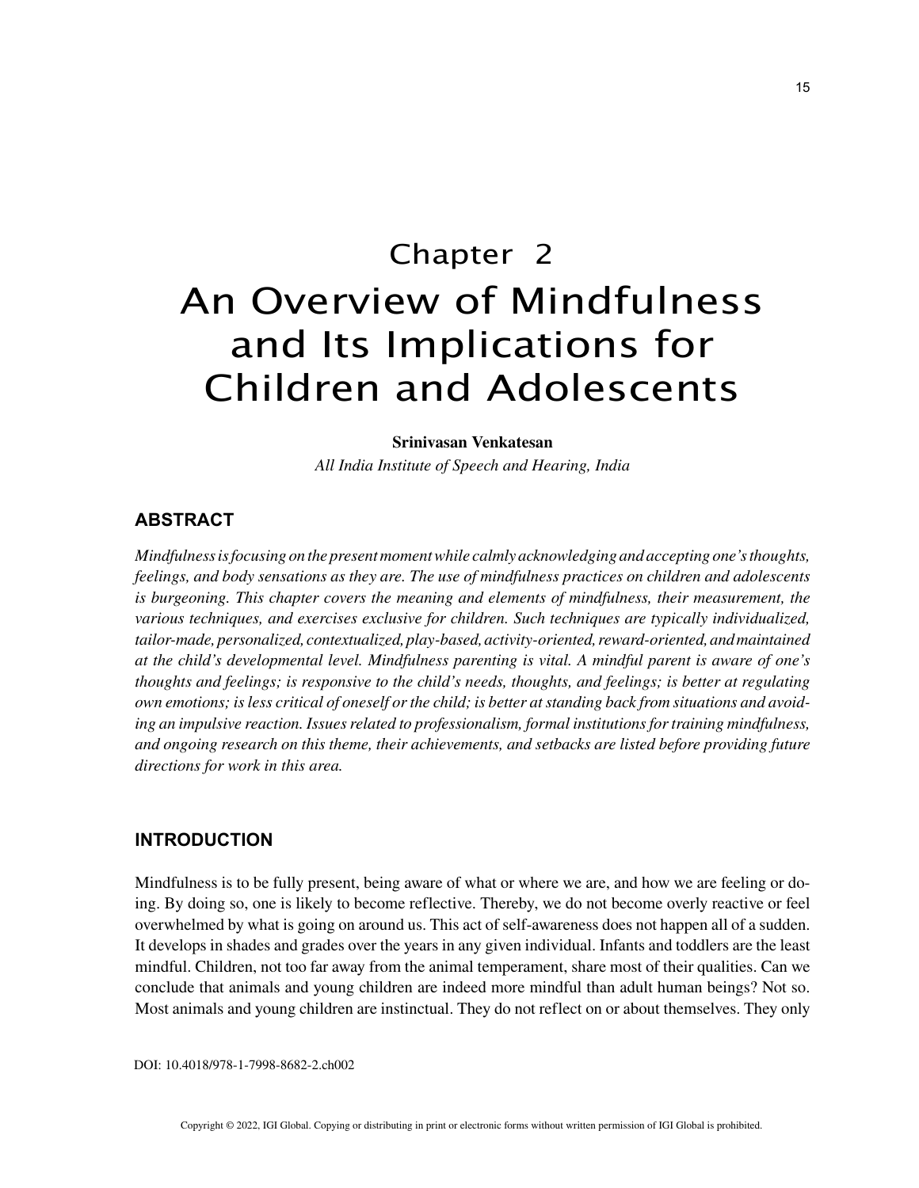# Chapter 2
# An Overview of Mindfulness and Its Implications for Children and Adolescents

**Srinivasan Venkatesan**
*All India Institute of Speech and Hearing, India*

## ABSTRACT

*Mindfulness is focusing on the present moment while calmly acknowledging and accepting one's thoughts, feelings, and body sensations as they are. The use of mindfulness practices on children and adolescents is burgeoning. This chapter covers the meaning and elements of mindfulness, their measurement, the various techniques, and exercises exclusive for children. Such techniques are typically individualized, tailor-made, personalized, contextualized, play-based, activity-oriented, reward-oriented, and maintained at the child's developmental level. Mindfulness parenting is vital. A mindful parent is aware of one's thoughts and feelings; is responsive to the child's needs, thoughts, and feelings; is better at regulating own emotions; is less critical of oneself or the child; is better at standing back from situations and avoiding an impulsive reaction. Issues related to professionalism, formal institutions for training mindfulness, and ongoing research on this theme, their achievements, and setbacks are listed before providing future directions for work in this area.*

## INTRODUCTION

Mindfulness is to be fully present, being aware of what or where we are, and how we are feeling or doing. By doing so, one is likely to become reflective. Thereby, we do not become overly reactive or feel overwhelmed by what is going on around us. This act of self-awareness does not happen all of a sudden. It develops in shades and grades over the years in any given individual. Infants and toddlers are the least mindful. Children, not too far away from the animal temperament, share most of their qualities. Can we conclude that animals and young children are indeed more mindful than adult human beings? Not so. Most animals and young children are instinctual. They do not reflect on or about themselves. They only

DOI: 10.4018/978-1-7998-8682-2.ch002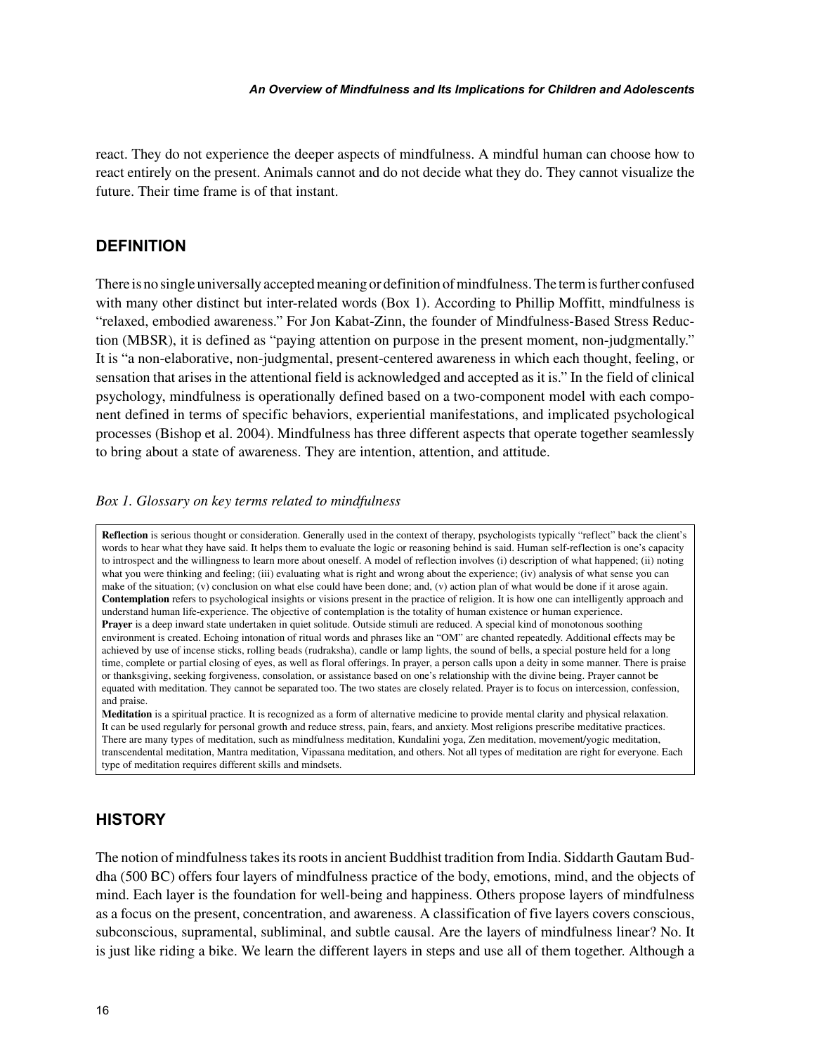react. They do not experience the deeper aspects of mindfulness. A mindful human can choose how to react entirely on the present. Animals cannot and do not decide what they do. They cannot visualize the future. Their time frame is of that instant.

## DEFINITION

There is no single universally accepted meaning or definition of mindfulness. The term is further confused with many other distinct but inter-related words (Box 1). According to Phillip Moffitt, mindfulness is "relaxed, embodied awareness." For Jon Kabat-Zinn, the founder of Mindfulness-Based Stress Reduction (MBSR), it is defined as "paying attention on purpose in the present moment, non-judgmentally." It is "a non-elaborative, non-judgmental, present-centered awareness in which each thought, feeling, or sensation that arises in the attentional field is acknowledged and accepted as it is." In the field of clinical psychology, mindfulness is operationally defined based on a two-component model with each component defined in terms of specific behaviors, experiential manifestations, and implicated psychological processes (Bishop et al. 2004). Mindfulness has three different aspects that operate together seamlessly to bring about a state of awareness. They are intention, attention, and attitude.

*Box 1. Glossary on key terms related to mindfulness*

> **Reflection** is serious thought or consideration. Generally used in the context of therapy, psychologists typically "reflect" back the client's words to hear what they have said. It helps them to evaluate the logic or reasoning behind is said. Human self-reflection is one's capacity to introspect and the willingness to learn more about oneself. A model of reflection involves (i) description of what happened; (ii) noting what you were thinking and feeling; (iii) evaluating what is right and wrong about the experience; (iv) analysis of what sense you can make of the situation; (v) conclusion on what else could have been done; and, (v) action plan of what would be done if it arose again.
> **Contemplation** refers to psychological insights or visions present in the practice of religion. It is how one can intelligently approach and understand human life-experience. The objective of contemplation is the totality of human existence or human experience.
> **Prayer** is a deep inward state undertaken in quiet solitude. Outside stimuli are reduced. A special kind of monotonous soothing environment is created. Echoing intonation of ritual words and phrases like an "OM" are chanted repeatedly. Additional effects may be achieved by use of incense sticks, rolling beads (rudraksha), candle or lamp lights, the sound of bells, a special posture held for a long time, complete or partial closing of eyes, as well as floral offerings. In prayer, a person calls upon a deity in some manner. There is praise or thanksgiving, seeking forgiveness, consolation, or assistance based on one's relationship with the divine being. Prayer cannot be equated with meditation. They cannot be separated too. The two states are closely related. Prayer is to focus on intercession, confession, and praise.
> **Meditation** is a spiritual practice. It is recognized as a form of alternative medicine to provide mental clarity and physical relaxation. It can be used regularly for personal growth and reduce stress, pain, fears, and anxiety. Most religions prescribe meditative practices. There are many types of meditation, such as mindfulness meditation, Kundalini yoga, Zen meditation, movement/yogic meditation, transcendental meditation, Mantra meditation, Vipassana meditation, and others. Not all types of meditation are right for everyone. Each type of meditation requires different skills and mindsets.

## HISTORY

The notion of mindfulness takes its roots in ancient Buddhist tradition from India. Siddarth Gautam Buddha (500 BC) offers four layers of mindfulness practice of the body, emotions, mind, and the objects of mind. Each layer is the foundation for well-being and happiness. Others propose layers of mindfulness as a focus on the present, concentration, and awareness. A classification of five layers covers conscious, subconscious, supramental, subliminal, and subtle causal. Are the layers of mindfulness linear? No. It is just like riding a bike. We learn the different layers in steps and use all of them together. Although a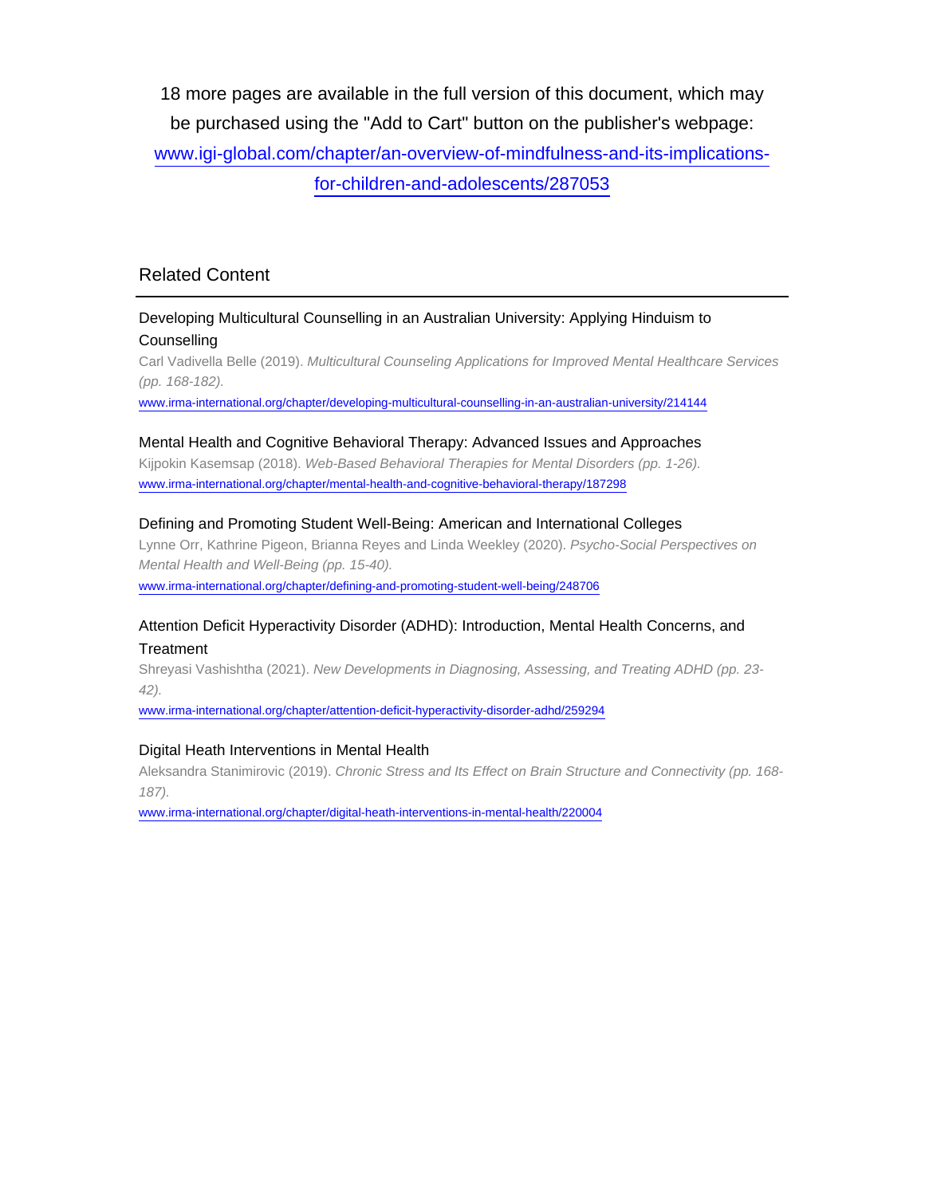18 more pages are available in the full version of this document, which may be purchased using the "Add to Cart" button on the publisher's webpage: [www.igi-global.com/chapter/an-overview-of-mindfulness-and-its-implications-for-children-and-adolescents/287053](www.igi-global.com/chapter/an-overview-of-mindfulness-and-its-implications-for-children-and-adolescents/287053)

## Related Content

Developing Multicultural Counselling in an Australian University: Applying Hinduism to Counselling
Carl Vadivella Belle (2019). *Multicultural Counseling Applications for Improved Mental Healthcare Services (pp. 168-182).*
[www.irma-international.org/chapter/developing-multicultural-counselling-in-an-australian-university/214144](www.irma-international.org/chapter/developing-multicultural-counselling-in-an-australian-university/214144)

Mental Health and Cognitive Behavioral Therapy: Advanced Issues and Approaches
Kijpokin Kasemsap (2018). *Web-Based Behavioral Therapies for Mental Disorders (pp. 1-26).*
[www.irma-international.org/chapter/mental-health-and-cognitive-behavioral-therapy/187298](www.irma-international.org/chapter/mental-health-and-cognitive-behavioral-therapy/187298)

Defining and Promoting Student Well-Being: American and International Colleges
Lynne Orr, Kathrine Pigeon, Brianna Reyes and Linda Weekley (2020). *Psycho-Social Perspectives on Mental Health and Well-Being (pp. 15-40).*
[www.irma-international.org/chapter/defining-and-promoting-student-well-being/248706](www.irma-international.org/chapter/defining-and-promoting-student-well-being/248706)

Attention Deficit Hyperactivity Disorder (ADHD): Introduction, Mental Health Concerns, and Treatment
Shreyasi Vashishtha (2021). *New Developments in Diagnosing, Assessing, and Treating ADHD (pp. 23-42).*
[www.irma-international.org/chapter/attention-deficit-hyperactivity-disorder-adhd/259294](www.irma-international.org/chapter/attention-deficit-hyperactivity-disorder-adhd/259294)

Digital Heath Interventions in Mental Health
Aleksandra Stanimirovic (2019). *Chronic Stress and Its Effect on Brain Structure and Connectivity (pp. 168-187).*
[www.irma-international.org/chapter/digital-heath-interventions-in-mental-health/220004](www.irma-international.org/chapter/digital-heath-interventions-in-mental-health/220004)